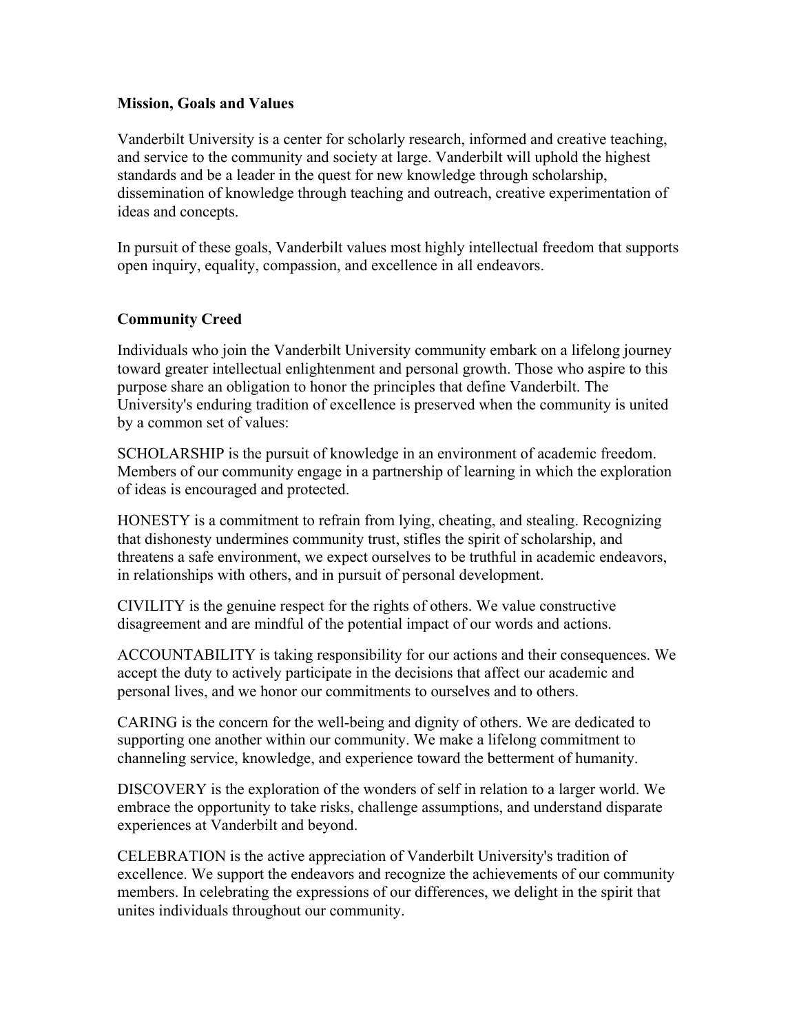## Mission, Goals and Values

Vanderbilt University is a center for scholarly research, informed and creative teaching, and service to the community and society at large. Vanderbilt will uphold the highest standards and be a leader in the quest for new knowledge through scholarship, dissemination of knowledge through teaching and outreach, creative experimentation of ideas and concepts.

In pursuit of these goals, Vanderbilt values most highly intellectual freedom that supports open inquiry, equality, compassion, and excellence in all endeavors.

## Community Creed

Individuals who join the Vanderbilt University community embark on a lifelong journey toward greater intellectual enlightenment and personal growth. Those who aspire to this purpose share an obligation to honor the principles that define Vanderbilt. The University's enduring tradition of excellence is preserved when the community is united by a common set of values:

SCHOLARSHIP is the pursuit of knowledge in an environment of academic freedom. Members of our community engage in a partnership of learning in which the exploration of ideas is encouraged and protected.

HONESTY is a commitment to refrain from lying, cheating, and stealing. Recognizing that dishonesty undermines community trust, stifles the spirit of scholarship, and threatens a safe environment, we expect ourselves to be truthful in academic endeavors, in relationships with others, and in pursuit of personal development.

CIVILITY is the genuine respect for the rights of others. We value constructive disagreement and are mindful of the potential impact of our words and actions.

ACCOUNTABILITY is taking responsibility for our actions and their consequences. We accept the duty to actively participate in the decisions that affect our academic and personal lives, and we honor our commitments to ourselves and to others.

CARING is the concern for the well-being and dignity of others. We are dedicated to supporting one another within our community. We make a lifelong commitment to channeling service, knowledge, and experience toward the betterment of humanity.

DISCOVERY is the exploration of the wonders of self in relation to a larger world. We embrace the opportunity to take risks, challenge assumptions, and understand disparate experiences at Vanderbilt and beyond.

CELEBRATION is the active appreciation of Vanderbilt University's tradition of excellence. We support the endeavors and recognize the achievements of our community members. In celebrating the expressions of our differences, we delight in the spirit that unites individuals throughout our community.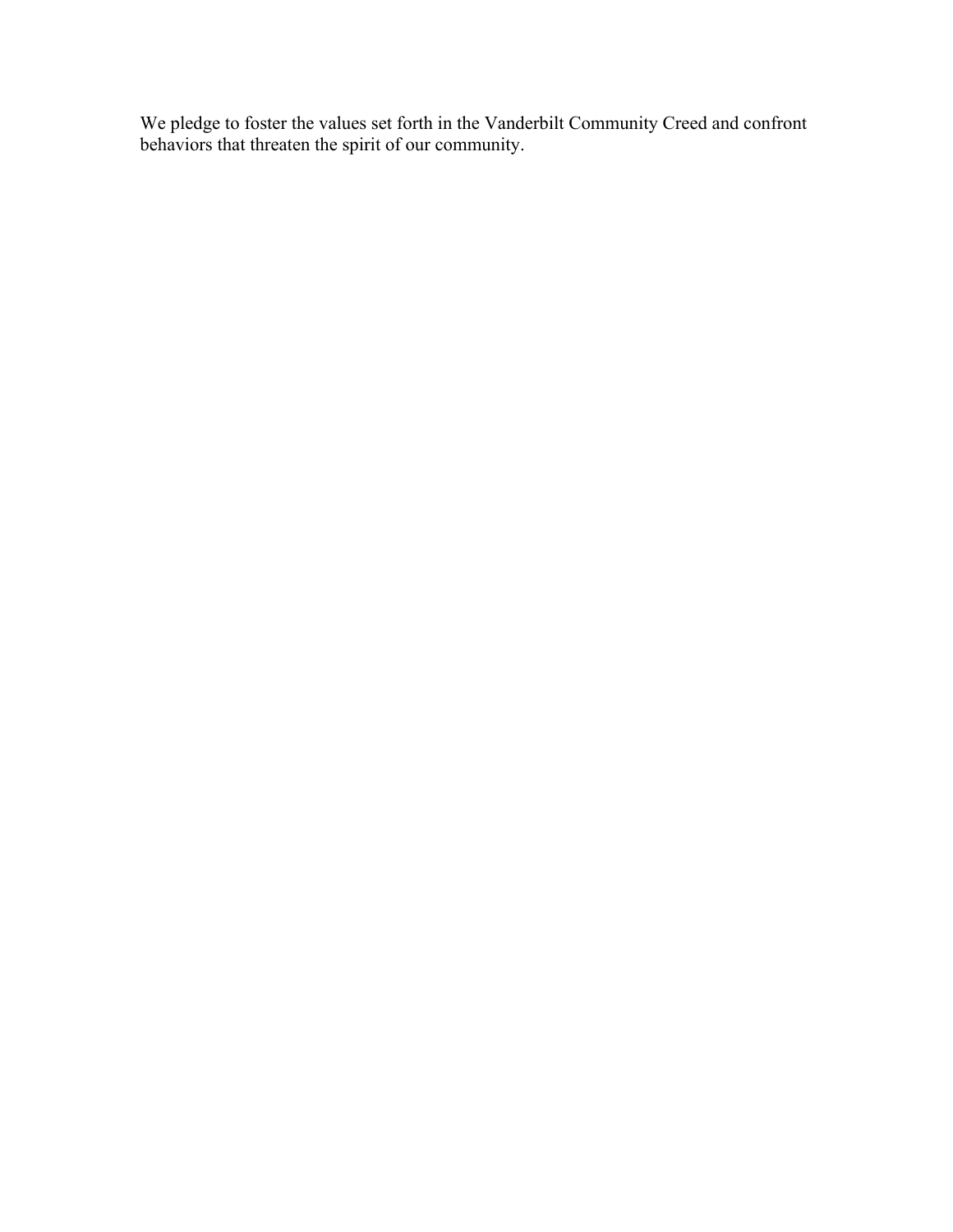We pledge to foster the values set forth in the Vanderbilt Community Creed and confront behaviors that threaten the spirit of our community.